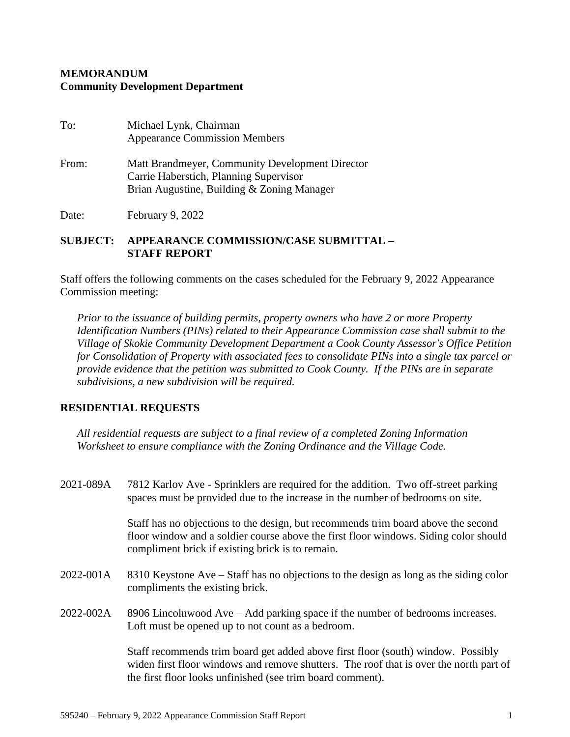**MEMORANDUM**
**Community Development Department**

To: Michael Lynk, Chairman
Appearance Commission Members

From: Matt Brandmeyer, Community Development Director
Carrie Haberstich, Planning Supervisor
Brian Augustine, Building & Zoning Manager

Date: February 9, 2022

**SUBJECT: APPEARANCE COMMISSION/CASE SUBMITTAL – STAFF REPORT**

Staff offers the following comments on the cases scheduled for the February 9, 2022 Appearance Commission meeting:

*Prior to the issuance of building permits, property owners who have 2 or more Property Identification Numbers (PINs) related to their Appearance Commission case shall submit to the Village of Skokie Community Development Department a Cook County Assessor's Office Petition for Consolidation of Property with associated fees to consolidate PINs into a single tax parcel or provide evidence that the petition was submitted to Cook County. If the PINs are in separate subdivisions, a new subdivision will be required.*

## RESIDENTIAL REQUESTS

*All residential requests are subject to a final review of a completed Zoning Information Worksheet to ensure compliance with the Zoning Ordinance and the Village Code.*

2021-089A 7812 Karlov Ave - Sprinklers are required for the addition. Two off-street parking spaces must be provided due to the increase in the number of bedrooms on site.

Staff has no objections to the design, but recommends trim board above the second floor window and a soldier course above the first floor windows. Siding color should compliment brick if existing brick is to remain.

2022-001A 8310 Keystone Ave – Staff has no objections to the design as long as the siding color compliments the existing brick.

2022-002A 8906 Lincolnwood Ave – Add parking space if the number of bedrooms increases. Loft must be opened up to not count as a bedroom.

Staff recommends trim board get added above first floor (south) window. Possibly widen first floor windows and remove shutters. The roof that is over the north part of the first floor looks unfinished (see trim board comment).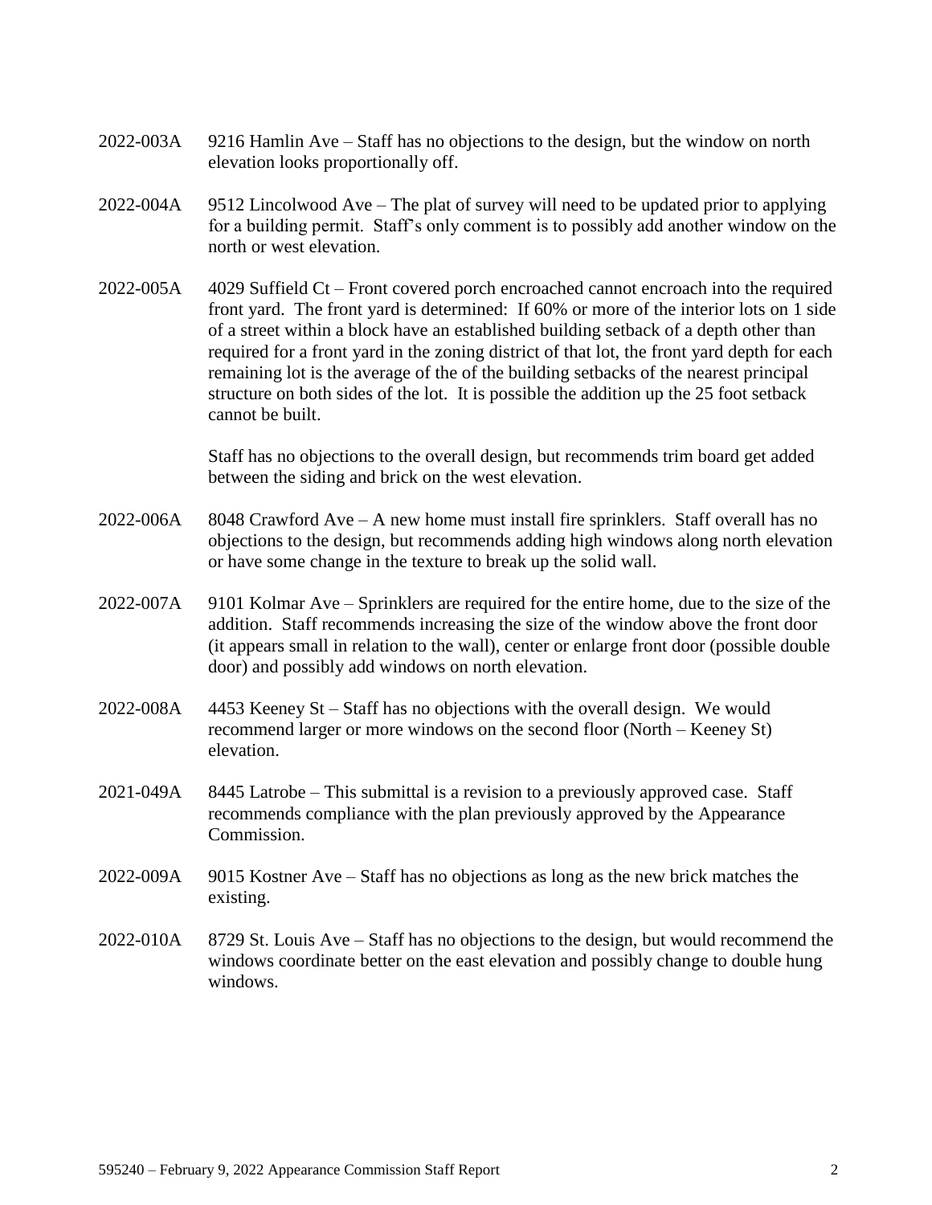2022-003A 9216 Hamlin Ave – Staff has no objections to the design, but the window on north elevation looks proportionally off.

2022-004A 9512 Lincolwood Ave – The plat of survey will need to be updated prior to applying for a building permit. Staff's only comment is to possibly add another window on the north or west elevation.

2022-005A 4029 Suffield Ct – Front covered porch encroached cannot encroach into the required front yard. The front yard is determined: If 60% or more of the interior lots on 1 side of a street within a block have an established building setback of a depth other than required for a front yard in the zoning district of that lot, the front yard depth for each remaining lot is the average of the of the building setbacks of the nearest principal structure on both sides of the lot. It is possible the addition up the 25 foot setback cannot be built.

Staff has no objections to the overall design, but recommends trim board get added between the siding and brick on the west elevation.

2022-006A 8048 Crawford Ave – A new home must install fire sprinklers. Staff overall has no objections to the design, but recommends adding high windows along north elevation or have some change in the texture to break up the solid wall.

2022-007A 9101 Kolmar Ave – Sprinklers are required for the entire home, due to the size of the addition. Staff recommends increasing the size of the window above the front door (it appears small in relation to the wall), center or enlarge front door (possible double door) and possibly add windows on north elevation.

2022-008A 4453 Keeney St – Staff has no objections with the overall design. We would recommend larger or more windows on the second floor (North – Keeney St) elevation.

2021-049A 8445 Latrobe – This submittal is a revision to a previously approved case. Staff recommends compliance with the plan previously approved by the Appearance Commission.

2022-009A 9015 Kostner Ave – Staff has no objections as long as the new brick matches the existing.

2022-010A 8729 St. Louis Ave – Staff has no objections to the design, but would recommend the windows coordinate better on the east elevation and possibly change to double hung windows.